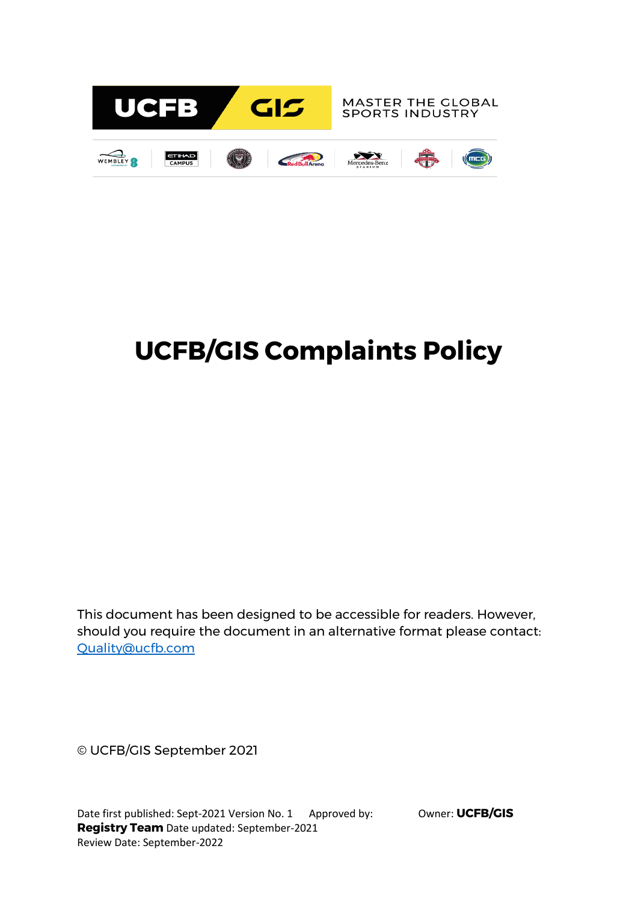UCFB GIS

MASTER THE GLOBAL SPORTS INDUSTRY

# UCFB/GIS Complaints Policy

This document has been designed to be accessible for readers. However, should you require the document in an alternative format please contact: [Quality@ucfb.com](mailto:Quality@ucfb.com)

© UCFB/GIS September 2021

Date first published: Sept-2021 Version No. 1 Approved by: **Registry Team** Date updated: September-2021 Owner: **UCFB/GIS**
Review Date: September-2022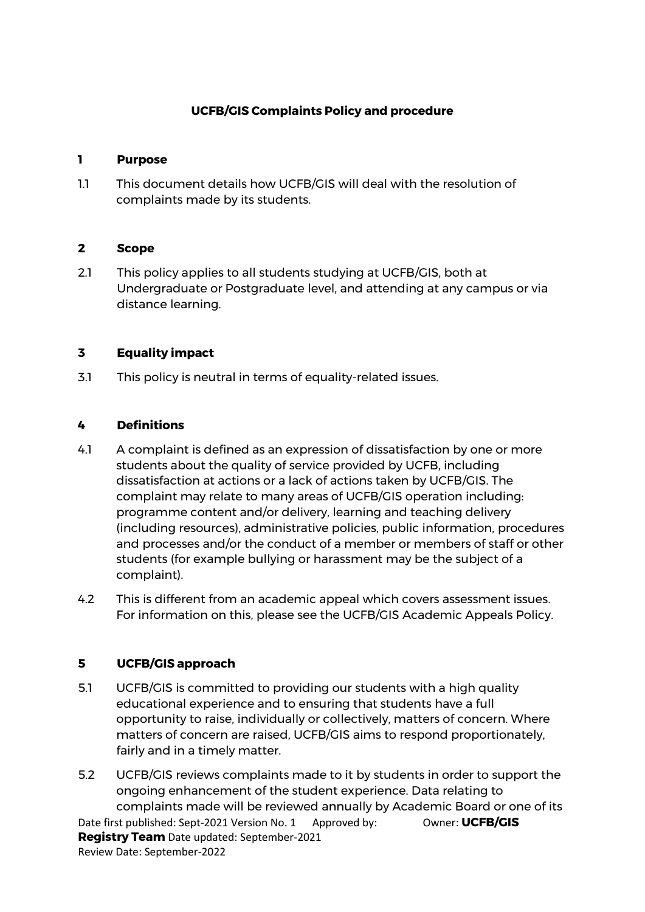**UCFB/GIS Complaints Policy and procedure**

## 1 Purpose

1.1 This document details how UCFB/GIS will deal with the resolution of complaints made by its students.

## 2 Scope

2.1 This policy applies to all students studying at UCFB/GIS, both at Undergraduate or Postgraduate level, and attending at any campus or via distance learning.

## 3 Equality impact

3.1 This policy is neutral in terms of equality-related issues.

## 4 Definitions

4.1 A complaint is defined as an expression of dissatisfaction by one or more students about the quality of service provided by UCFB, including dissatisfaction at actions or a lack of actions taken by UCFB/GIS. The complaint may relate to many areas of UCFB/GIS operation including: programme content and/or delivery, learning and teaching delivery (including resources), administrative policies, public information, procedures and processes and/or the conduct of a member or members of staff or other students (for example bullying or harassment may be the subject of a complaint).

4.2 This is different from an academic appeal which covers assessment issues. For information on this, please see the UCFB/GIS Academic Appeals Policy.

## 5 UCFB/GIS approach

5.1 UCFB/GIS is committed to providing our students with a high quality educational experience and to ensuring that students have a full opportunity to raise, individually or collectively, matters of concern. Where matters of concern are raised, UCFB/GIS aims to respond proportionately, fairly and in a timely matter.

5.2 UCFB/GIS reviews complaints made to it by students in order to support the ongoing enhancement of the student experience. Data relating to complaints made will be reviewed annually by Academic Board or one of its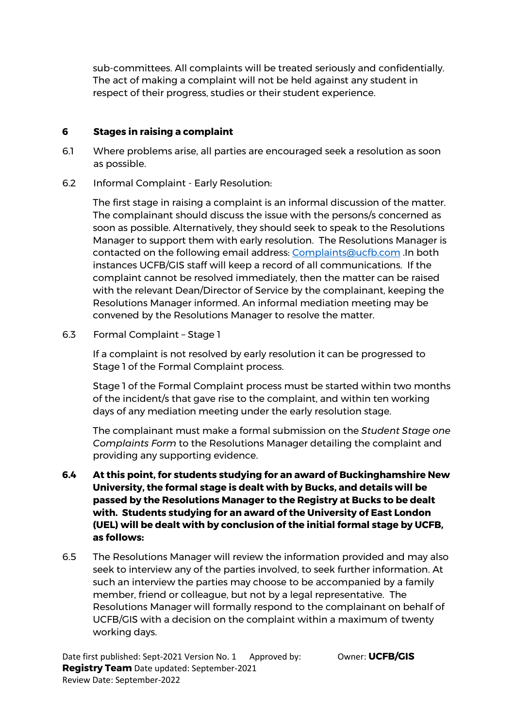sub-committees. All complaints will be treated seriously and confidentially. The act of making a complaint will not be held against any student in respect of their progress, studies or their student experience.

## 6 Stages in raising a complaint

6.1 Where problems arise, all parties are encouraged seek a resolution as soon as possible.

6.2 Informal Complaint - Early Resolution:

The first stage in raising a complaint is an informal discussion of the matter. The complainant should discuss the issue with the persons/s concerned as soon as possible. Alternatively, they should seek to speak to the Resolutions Manager to support them with early resolution. The Resolutions Manager is contacted on the following email address: [Complaints@ucfb.com](mailto:Complaints@ucfb.com) .In both instances UCFB/GIS staff will keep a record of all communications. If the complaint cannot be resolved immediately, then the matter can be raised with the relevant Dean/Director of Service by the complainant, keeping the Resolutions Manager informed. An informal mediation meeting may be convened by the Resolutions Manager to resolve the matter.

6.3 Formal Complaint – Stage 1

If a complaint is not resolved by early resolution it can be progressed to Stage 1 of the Formal Complaint process.

Stage 1 of the Formal Complaint process must be started within two months of the incident/s that gave rise to the complaint, and within ten working days of any mediation meeting under the early resolution stage.

The complainant must make a formal submission on the *Student Stage one Complaints Form* to the Resolutions Manager detailing the complaint and providing any supporting evidence.

**6.4 At this point, for students studying for an award of Buckinghamshire New University, the formal stage is dealt with by Bucks, and details will be passed by the Resolutions Manager to the Registry at Bucks to be dealt with. Students studying for an award of the University of East London (UEL) will be dealt with by conclusion of the initial formal stage by UCFB, as follows:**

6.5 The Resolutions Manager will review the information provided and may also seek to interview any of the parties involved, to seek further information. At such an interview the parties may choose to be accompanied by a family member, friend or colleague, but not by a legal representative. The Resolutions Manager will formally respond to the complainant on behalf of UCFB/GIS with a decision on the complaint within a maximum of twenty working days.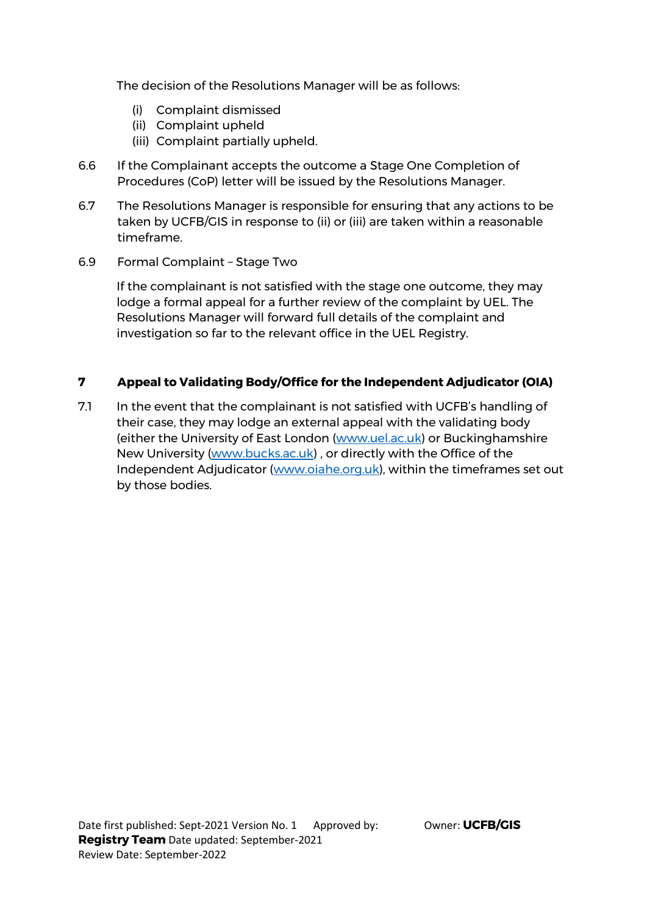The decision of the Resolutions Manager will be as follows:

(i) Complaint dismissed
(ii) Complaint upheld
(iii) Complaint partially upheld.

6.6 If the Complainant accepts the outcome a Stage One Completion of Procedures (CoP) letter will be issued by the Resolutions Manager.

6.7 The Resolutions Manager is responsible for ensuring that any actions to be taken by UCFB/GIS in response to (ii) or (iii) are taken within a reasonable timeframe.

6.9 Formal Complaint – Stage Two

If the complainant is not satisfied with the stage one outcome, they may lodge a formal appeal for a further review of the complaint by UEL. The Resolutions Manager will forward full details of the complaint and investigation so far to the relevant office in the UEL Registry.

## 7 Appeal to Validating Body/Office for the Independent Adjudicator (OIA)

7.1 In the event that the complainant is not satisfied with UCFB's handling of their case, they may lodge an external appeal with the validating body (either the University of East London (www.uel.ac.uk) or Buckinghamshire New University (www.bucks.ac.uk) , or directly with the Office of the Independent Adjudicator (www.oiahe.org.uk), within the timeframes set out by those bodies.